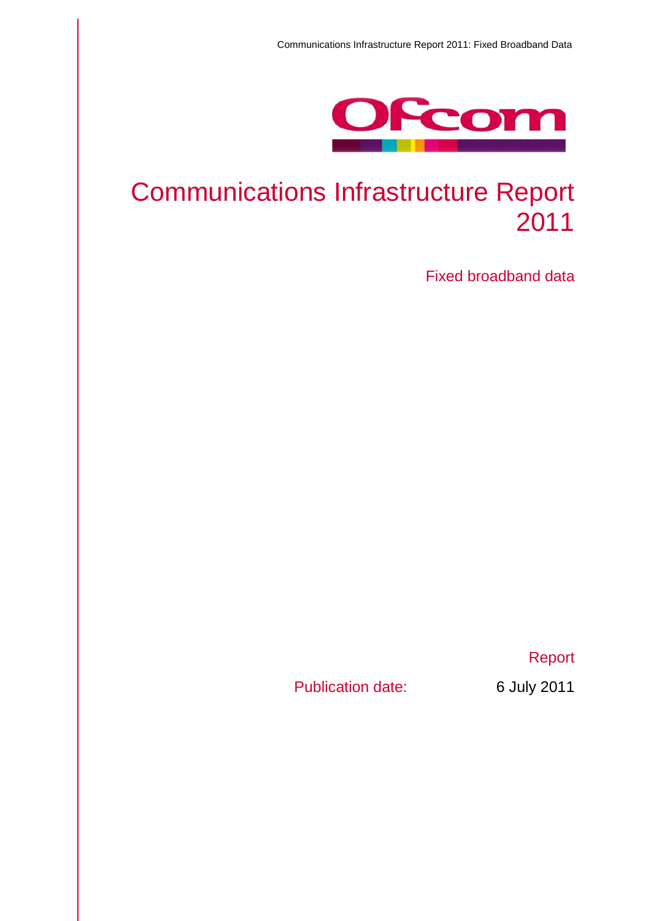# Communications Infrastructure Report 2011

## Fixed broadband data

Report

Publication date: 6 July 2011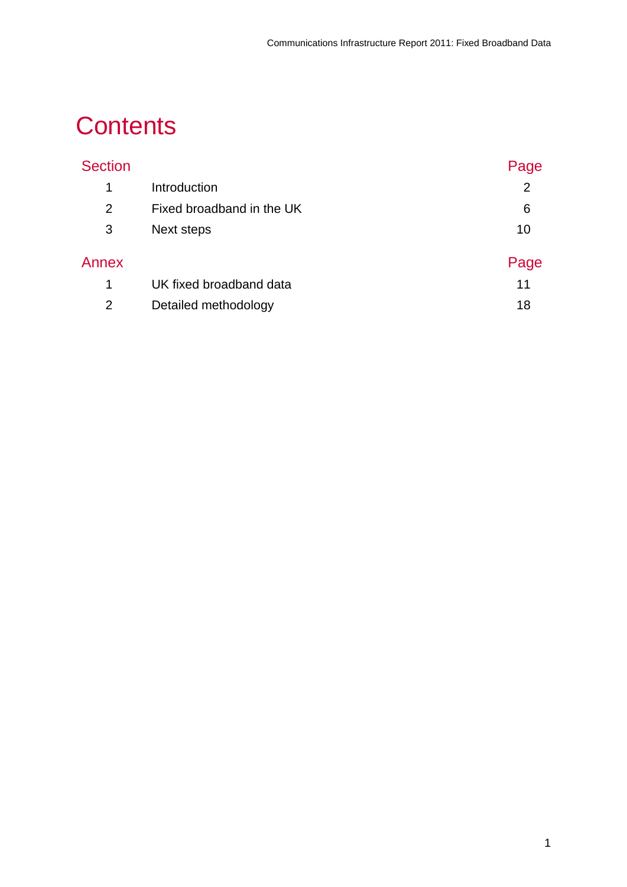# Contents

| Section | | Page |
|---|---|---|
| 1 | Introduction | 2 |
| 2 | Fixed broadband in the UK | 6 |
| 3 | Next steps | 10 |

| Annex | | Page |
|---|---|---|
| 1 | UK fixed broadband data | 11 |
| 2 | Detailed methodology | 18 |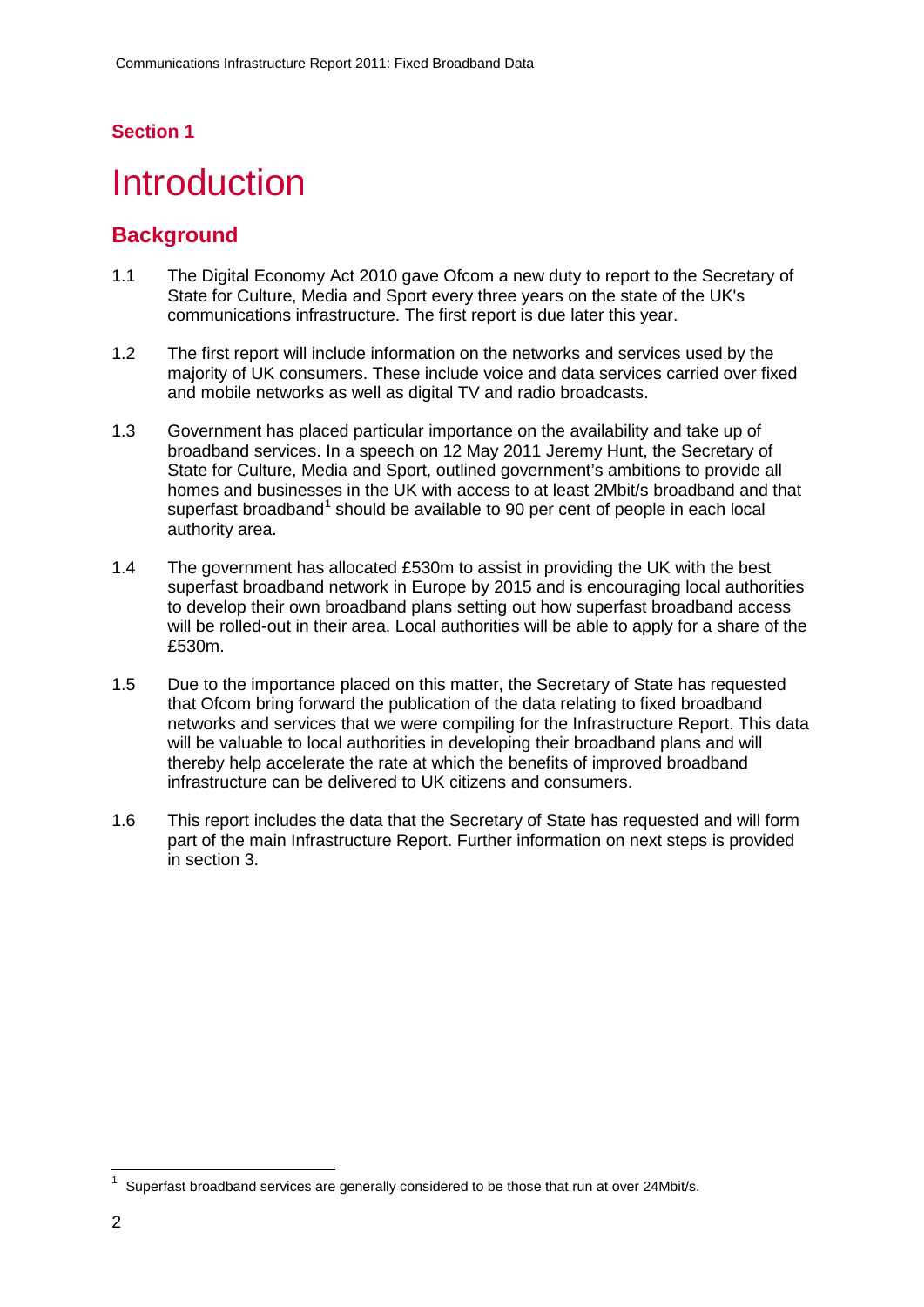**Section 1**

# Introduction

## Background

1.1 The Digital Economy Act 2010 gave Ofcom a new duty to report to the Secretary of State for Culture, Media and Sport every three years on the state of the UK's communications infrastructure. The first report is due later this year.

1.2 The first report will include information on the networks and services used by the majority of UK consumers. These include voice and data services carried over fixed and mobile networks as well as digital TV and radio broadcasts.

1.3 Government has placed particular importance on the availability and take up of broadband services. In a speech on 12 May 2011 Jeremy Hunt, the Secretary of State for Culture, Media and Sport, outlined government's ambitions to provide all homes and businesses in the UK with access to at least 2Mbit/s broadband and that superfast broadband[1] should be available to 90 per cent of people in each local authority area.

1.4 The government has allocated £530m to assist in providing the UK with the best superfast broadband network in Europe by 2015 and is encouraging local authorities to develop their own broadband plans setting out how superfast broadband access will be rolled-out in their area. Local authorities will be able to apply for a share of the £530m.

1.5 Due to the importance placed on this matter, the Secretary of State has requested that Ofcom bring forward the publication of the data relating to fixed broadband networks and services that we were compiling for the Infrastructure Report. This data will be valuable to local authorities in developing their broadband plans and will thereby help accelerate the rate at which the benefits of improved broadband infrastructure can be delivered to UK citizens and consumers.

1.6 This report includes the data that the Secretary of State has requested and will form part of the main Infrastructure Report. Further information on next steps is provided in section 3.

[1] Superfast broadband services are generally considered to be those that run at over 24Mbit/s.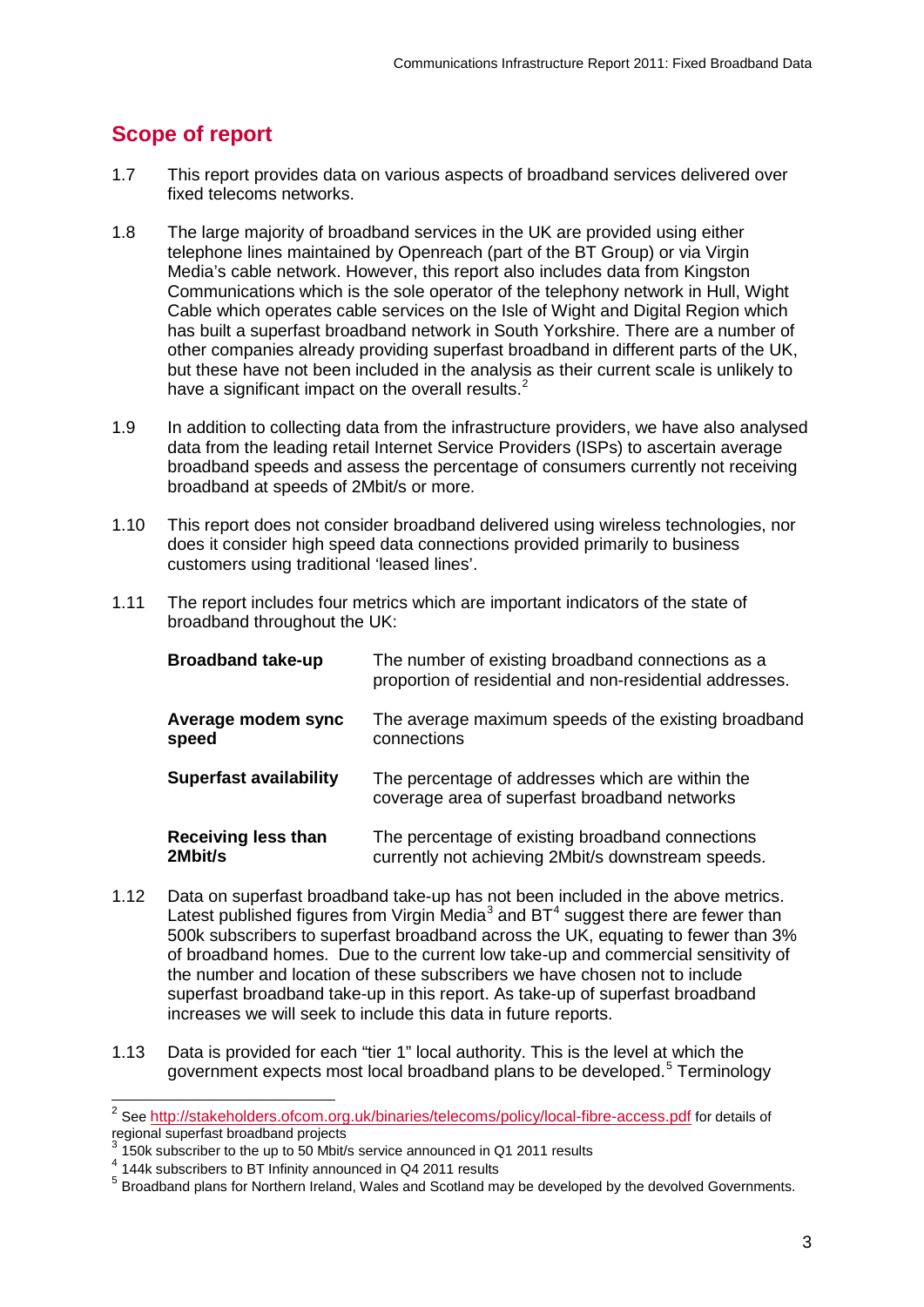## Scope of report

1.7 This report provides data on various aspects of broadband services delivered over fixed telecoms networks.

1.8 The large majority of broadband services in the UK are provided using either telephone lines maintained by Openreach (part of the BT Group) or via Virgin Media's cable network. However, this report also includes data from Kingston Communications which is the sole operator of the telephony network in Hull, Wight Cable which operates cable services on the Isle of Wight and Digital Region which has built a superfast broadband network in South Yorkshire. There are a number of other companies already providing superfast broadband in different parts of the UK, but these have not been included in the analysis as their current scale is unlikely to have a significant impact on the overall results.[2]

1.9 In addition to collecting data from the infrastructure providers, we have also analysed data from the leading retail Internet Service Providers (ISPs) to ascertain average broadband speeds and assess the percentage of consumers currently not receiving broadband at speeds of 2Mbit/s or more.

1.10 This report does not consider broadband delivered using wireless technologies, nor does it consider high speed data connections provided primarily to business customers using traditional 'leased lines'.

1.11 The report includes four metrics which are important indicators of the state of broadband throughout the UK:

| | |
|---|---|
| **Broadband take-up** | The number of existing broadband connections as a proportion of residential and non-residential addresses. |
| **Average modem sync speed** | The average maximum speeds of the existing broadband connections |
| **Superfast availability** | The percentage of addresses which are within the coverage area of superfast broadband networks |
| **Receiving less than 2Mbit/s** | The percentage of existing broadband connections currently not achieving 2Mbit/s downstream speeds. |

1.12 Data on superfast broadband take-up has not been included in the above metrics. Latest published figures from Virgin Media[3] and BT[4] suggest there are fewer than 500k subscribers to superfast broadband across the UK, equating to fewer than 3% of broadband homes. Due to the current low take-up and commercial sensitivity of the number and location of these subscribers we have chosen not to include superfast broadband take-up in this report. As take-up of superfast broadband increases we will seek to include this data in future reports.

1.13 Data is provided for each "tier 1" local authority. This is the level at which the government expects most local broadband plans to be developed.[5] Terminology

---

[2] See http://stakeholders.ofcom.org.uk/binaries/telecoms/policy/local-fibre-access.pdf for details of regional superfast broadband projects

[3] 150k subscriber to the up to 50 Mbit/s service announced in Q1 2011 results

[4] 144k subscribers to BT Infinity announced in Q4 2011 results

[5] Broadband plans for Northern Ireland, Wales and Scotland may be developed by the devolved Governments.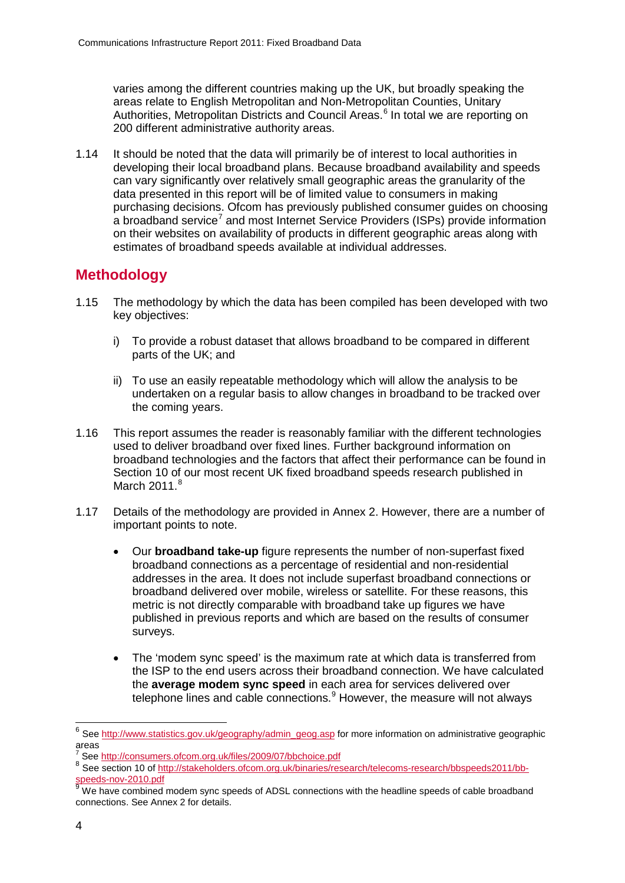varies among the different countries making up the UK, but broadly speaking the areas relate to English Metropolitan and Non-Metropolitan Counties, Unitary Authorities, Metropolitan Districts and Council Areas.[6] In total we are reporting on 200 different administrative authority areas.

1.14 It should be noted that the data will primarily be of interest to local authorities in developing their local broadband plans. Because broadband availability and speeds can vary significantly over relatively small geographic areas the granularity of the data presented in this report will be of limited value to consumers in making purchasing decisions. Ofcom has previously published consumer guides on choosing a broadband service[7] and most Internet Service Providers (ISPs) provide information on their websites on availability of products in different geographic areas along with estimates of broadband speeds available at individual addresses.

## Methodology

1.15 The methodology by which the data has been compiled has been developed with two key objectives:

i) To provide a robust dataset that allows broadband to be compared in different parts of the UK; and

ii) To use an easily repeatable methodology which will allow the analysis to be undertaken on a regular basis to allow changes in broadband to be tracked over the coming years.

1.16 This report assumes the reader is reasonably familiar with the different technologies used to deliver broadband over fixed lines. Further background information on broadband technologies and the factors that affect their performance can be found in Section 10 of our most recent UK fixed broadband speeds research published in March 2011.[8]

1.17 Details of the methodology are provided in Annex 2. However, there are a number of important points to note.

- Our **broadband take-up** figure represents the number of non-superfast fixed broadband connections as a percentage of residential and non-residential addresses in the area. It does not include superfast broadband connections or broadband delivered over mobile, wireless or satellite. For these reasons, this metric is not directly comparable with broadband take up figures we have published in previous reports and which are based on the results of consumer surveys.

- The 'modem sync speed' is the maximum rate at which data is transferred from the ISP to the end users across their broadband connection. We have calculated the **average modem sync speed** in each area for services delivered over telephone lines and cable connections.[9] However, the measure will not always

---

[6] See http://www.statistics.gov.uk/geography/admin_geog.asp for more information on administrative geographic areas

[7] See http://consumers.ofcom.org.uk/files/2009/07/bbchoice.pdf

[8] See section 10 of http://stakeholders.ofcom.org.uk/binaries/research/telecoms-research/bbspeeds2011/bb-speeds-nov-2010.pdf

[9] We have combined modem sync speeds of ADSL connections with the headline speeds of cable broadband connections. See Annex 2 for details.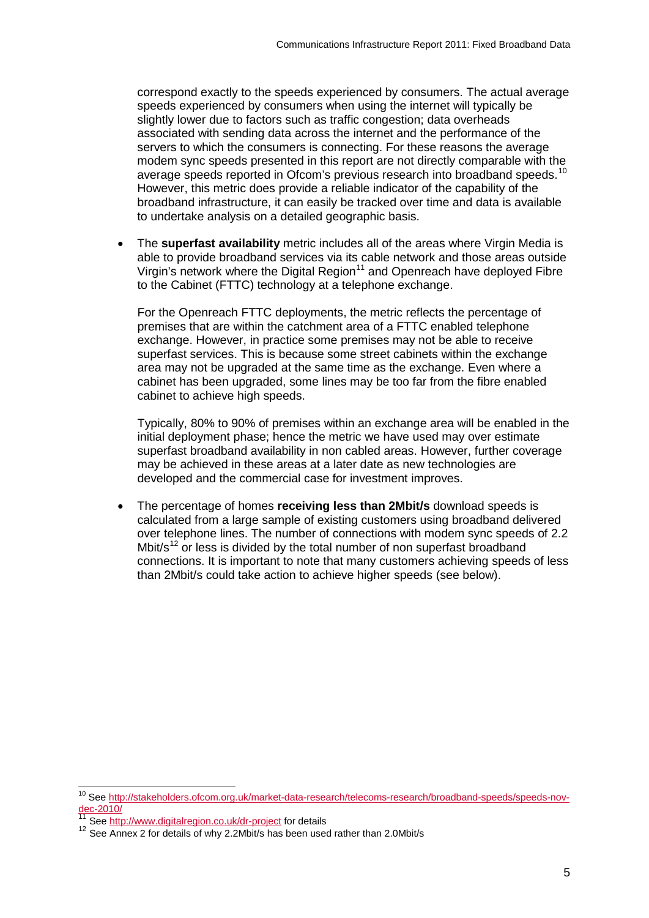correspond exactly to the speeds experienced by consumers. The actual average speeds experienced by consumers when using the internet will typically be slightly lower due to factors such as traffic congestion; data overheads associated with sending data across the internet and the performance of the servers to which the consumers is connecting. For these reasons the average modem sync speeds presented in this report are not directly comparable with the average speeds reported in Ofcom's previous research into broadband speeds.[10] However, this metric does provide a reliable indicator of the capability of the broadband infrastructure, it can easily be tracked over time and data is available to undertake analysis on a detailed geographic basis.

- The **superfast availability** metric includes all of the areas where Virgin Media is able to provide broadband services via its cable network and those areas outside Virgin's network where the Digital Region[11] and Openreach have deployed Fibre to the Cabinet (FTTC) technology at a telephone exchange.

  For the Openreach FTTC deployments, the metric reflects the percentage of premises that are within the catchment area of a FTTC enabled telephone exchange. However, in practice some premises may not be able to receive superfast services. This is because some street cabinets within the exchange area may not be upgraded at the same time as the exchange. Even where a cabinet has been upgraded, some lines may be too far from the fibre enabled cabinet to achieve high speeds.

  Typically, 80% to 90% of premises within an exchange area will be enabled in the initial deployment phase; hence the metric we have used may over estimate superfast broadband availability in non cabled areas. However, further coverage may be achieved in these areas at a later date as new technologies are developed and the commercial case for investment improves.

- The percentage of homes **receiving less than 2Mbit/s** download speeds is calculated from a large sample of existing customers using broadband delivered over telephone lines. The number of connections with modem sync speeds of 2.2 Mbit/s[12] or less is divided by the total number of non superfast broadband connections. It is important to note that many customers achieving speeds of less than 2Mbit/s could take action to achieve higher speeds (see below).

---

[10] See http://stakeholders.ofcom.org.uk/market-data-research/telecoms-research/broadband-speeds/speeds-nov-dec-2010/

[11] See http://www.digitalregion.co.uk/dr-project for details

[12] See Annex 2 for details of why 2.2Mbit/s has been used rather than 2.0Mbit/s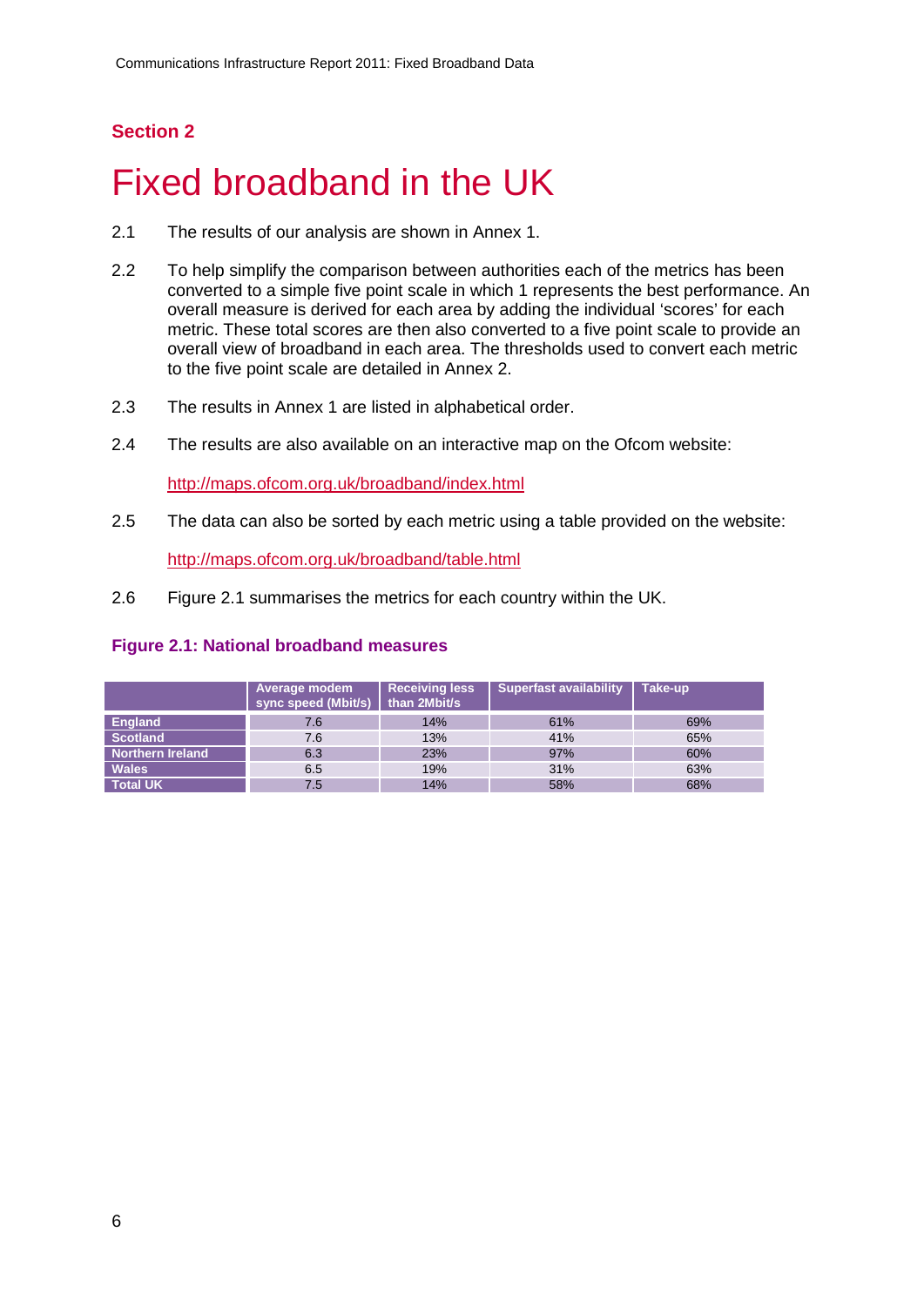## Section 2

# Fixed broadband in the UK

2.1 The results of our analysis are shown in Annex 1.

2.2 To help simplify the comparison between authorities each of the metrics has been converted to a simple five point scale in which 1 represents the best performance. An overall measure is derived for each area by adding the individual 'scores' for each metric. These total scores are then also converted to a five point scale to provide an overall view of broadband in each area. The thresholds used to convert each metric to the five point scale are detailed in Annex 2.

2.3 The results in Annex 1 are listed in alphabetical order.

2.4 The results are also available on an interactive map on the Ofcom website:

http://maps.ofcom.org.uk/broadband/index.html

2.5 The data can also be sorted by each metric using a table provided on the website:

http://maps.ofcom.org.uk/broadband/table.html

2.6 Figure 2.1 summarises the metrics for each country within the UK.

### Figure 2.1: National broadband measures

| | Average modem sync speed (Mbit/s) | Receiving less than 2Mbit/s | Superfast availability | Take-up |
|---|---|---|---|---|
| **England** | 7.6 | 14% | 61% | 69% |
| **Scotland** | 7.6 | 13% | 41% | 65% |
| **Northern Ireland** | 6.3 | 23% | 97% | 60% |
| **Wales** | 6.5 | 19% | 31% | 63% |
| **Total UK** | 7.5 | 14% | 58% | 68% |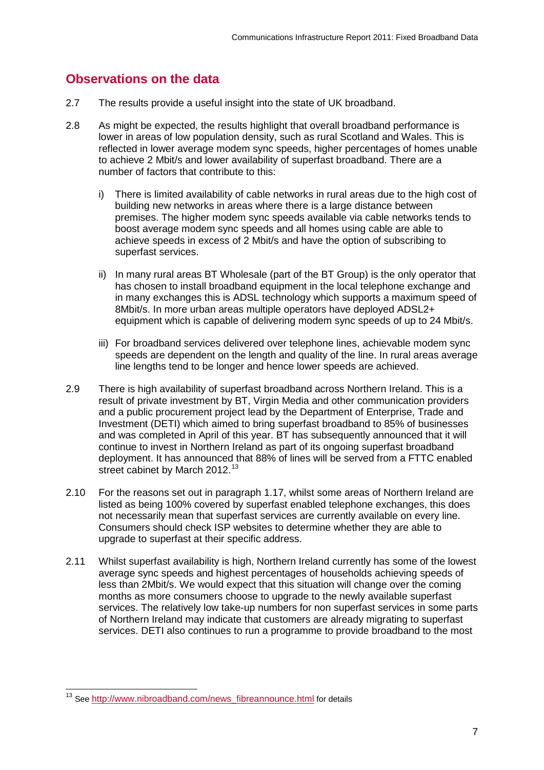## Observations on the data

2.7 The results provide a useful insight into the state of UK broadband.

2.8 As might be expected, the results highlight that overall broadband performance is lower in areas of low population density, such as rural Scotland and Wales. This is reflected in lower average modem sync speeds, higher percentages of homes unable to achieve 2 Mbit/s and lower availability of superfast broadband. There are a number of factors that contribute to this:

i) There is limited availability of cable networks in rural areas due to the high cost of building new networks in areas where there is a large distance between premises. The higher modem sync speeds available via cable networks tends to boost average modem sync speeds and all homes using cable are able to achieve speeds in excess of 2 Mbit/s and have the option of subscribing to superfast services.

ii) In many rural areas BT Wholesale (part of the BT Group) is the only operator that has chosen to install broadband equipment in the local telephone exchange and in many exchanges this is ADSL technology which supports a maximum speed of 8Mbit/s. In more urban areas multiple operators have deployed ADSL2+ equipment which is capable of delivering modem sync speeds of up to 24 Mbit/s.

iii) For broadband services delivered over telephone lines, achievable modem sync speeds are dependent on the length and quality of the line. In rural areas average line lengths tend to be longer and hence lower speeds are achieved.

2.9 There is high availability of superfast broadband across Northern Ireland. This is a result of private investment by BT, Virgin Media and other communication providers and a public procurement project lead by the Department of Enterprise, Trade and Investment (DETI) which aimed to bring superfast broadband to 85% of businesses and was completed in April of this year. BT has subsequently announced that it will continue to invest in Northern Ireland as part of its ongoing superfast broadband deployment. It has announced that 88% of lines will be served from a FTTC enabled street cabinet by March 2012.[13]

2.10 For the reasons set out in paragraph 1.17, whilst some areas of Northern Ireland are listed as being 100% covered by superfast enabled telephone exchanges, this does not necessarily mean that superfast services are currently available on every line. Consumers should check ISP websites to determine whether they are able to upgrade to superfast at their specific address.

2.11 Whilst superfast availability is high, Northern Ireland currently has some of the lowest average sync speeds and highest percentages of households achieving speeds of less than 2Mbit/s. We would expect that this situation will change over the coming months as more consumers choose to upgrade to the newly available superfast services. The relatively low take-up numbers for non superfast services in some parts of Northern Ireland may indicate that customers are already migrating to superfast services. DETI also continues to run a programme to provide broadband to the most

---

[13] See http://www.nibroadband.com/news_fibreannounce.html for details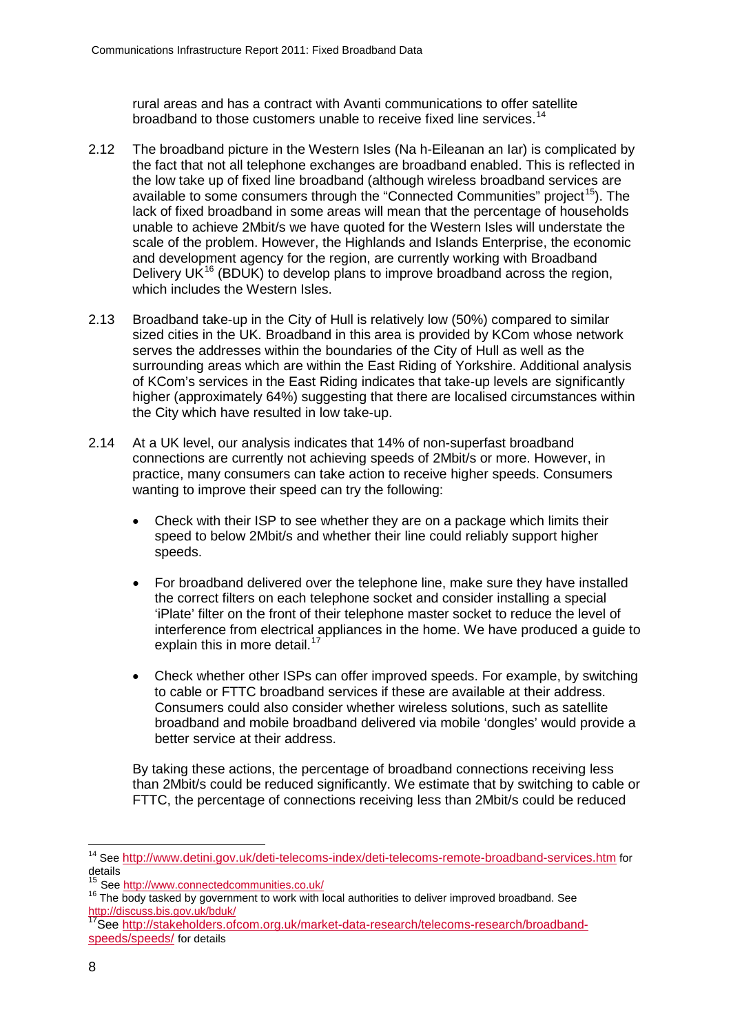rural areas and has a contract with Avanti communications to offer satellite broadband to those customers unable to receive fixed line services.[14]

2.12 The broadband picture in the Western Isles (Na h-Eileanan an Iar) is complicated by the fact that not all telephone exchanges are broadband enabled. This is reflected in the low take up of fixed line broadband (although wireless broadband services are available to some consumers through the "Connected Communities" project[15]). The lack of fixed broadband in some areas will mean that the percentage of households unable to achieve 2Mbit/s we have quoted for the Western Isles will understate the scale of the problem. However, the Highlands and Islands Enterprise, the economic and development agency for the region, are currently working with Broadband Delivery UK[16] (BDUK) to develop plans to improve broadband across the region, which includes the Western Isles.

2.13 Broadband take-up in the City of Hull is relatively low (50%) compared to similar sized cities in the UK. Broadband in this area is provided by KCom whose network serves the addresses within the boundaries of the City of Hull as well as the surrounding areas which are within the East Riding of Yorkshire. Additional analysis of KCom's services in the East Riding indicates that take-up levels are significantly higher (approximately 64%) suggesting that there are localised circumstances within the City which have resulted in low take-up.

2.14 At a UK level, our analysis indicates that 14% of non-superfast broadband connections are currently not achieving speeds of 2Mbit/s or more. However, in practice, many consumers can take action to receive higher speeds. Consumers wanting to improve their speed can try the following:

- Check with their ISP to see whether they are on a package which limits their speed to below 2Mbit/s and whether their line could reliably support higher speeds.
- For broadband delivered over the telephone line, make sure they have installed the correct filters on each telephone socket and consider installing a special 'iPlate' filter on the front of their telephone master socket to reduce the level of interference from electrical appliances in the home. We have produced a guide to explain this in more detail.[17]
- Check whether other ISPs can offer improved speeds. For example, by switching to cable or FTTC broadband services if these are available at their address. Consumers could also consider whether wireless solutions, such as satellite broadband and mobile broadband delivered via mobile 'dongles' would provide a better service at their address.

By taking these actions, the percentage of broadband connections receiving less than 2Mbit/s could be reduced significantly. We estimate that by switching to cable or FTTC, the percentage of connections receiving less than 2Mbit/s could be reduced

---

[14] See http://www.detini.gov.uk/deti-telecoms-index/deti-telecoms-remote-broadband-services.htm for details

[15] See http://www.connectedcommunities.co.uk/

[16] The body tasked by government to work with local authorities to deliver improved broadband. See http://discuss.bis.gov.uk/bduk/

[17] See http://stakeholders.ofcom.org.uk/market-data-research/telecoms-research/broadband-speeds/speeds/ for details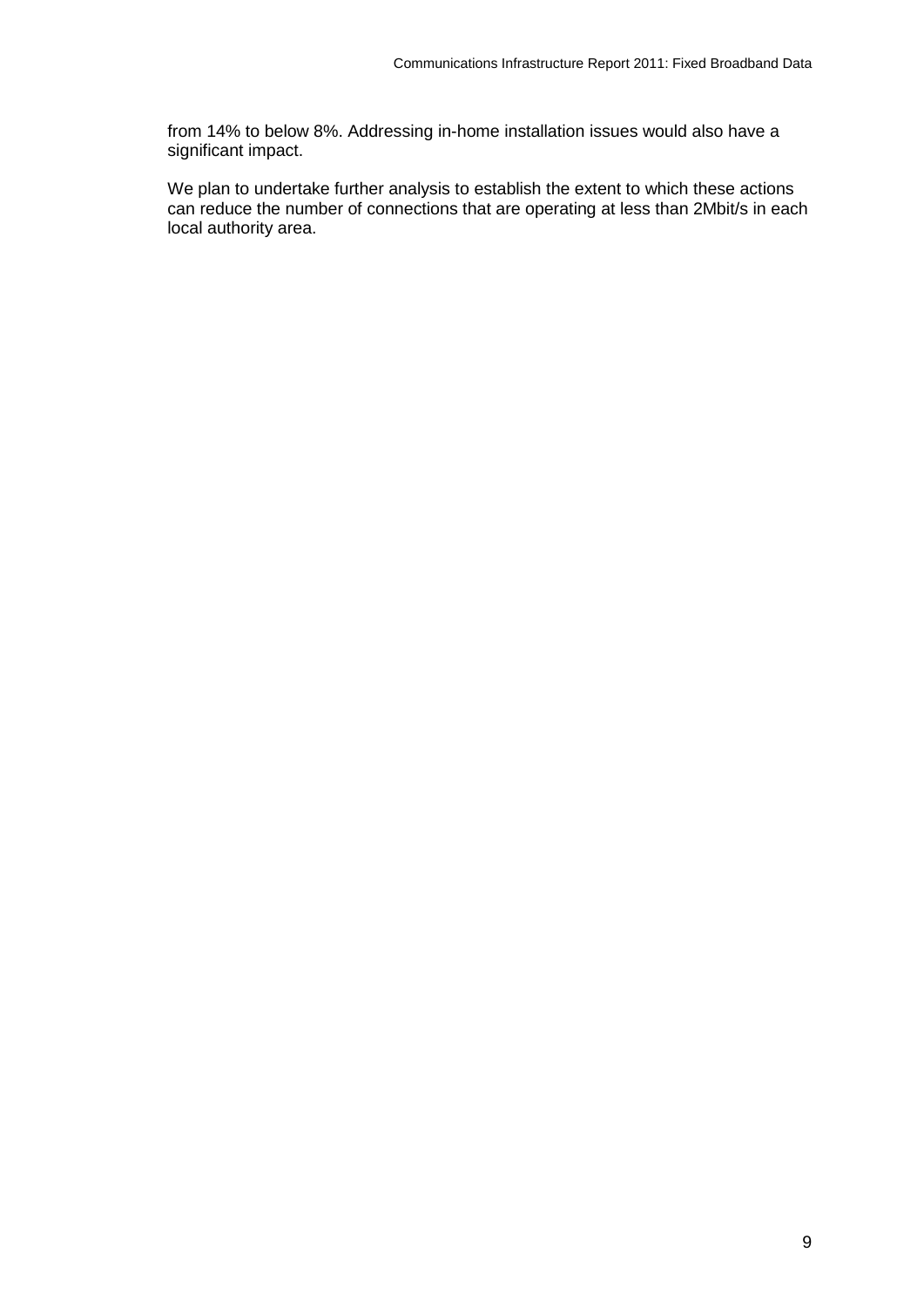from 14% to below 8%. Addressing in-home installation issues would also have a significant impact.

We plan to undertake further analysis to establish the extent to which these actions can reduce the number of connections that are operating at less than 2Mbit/s in each local authority area.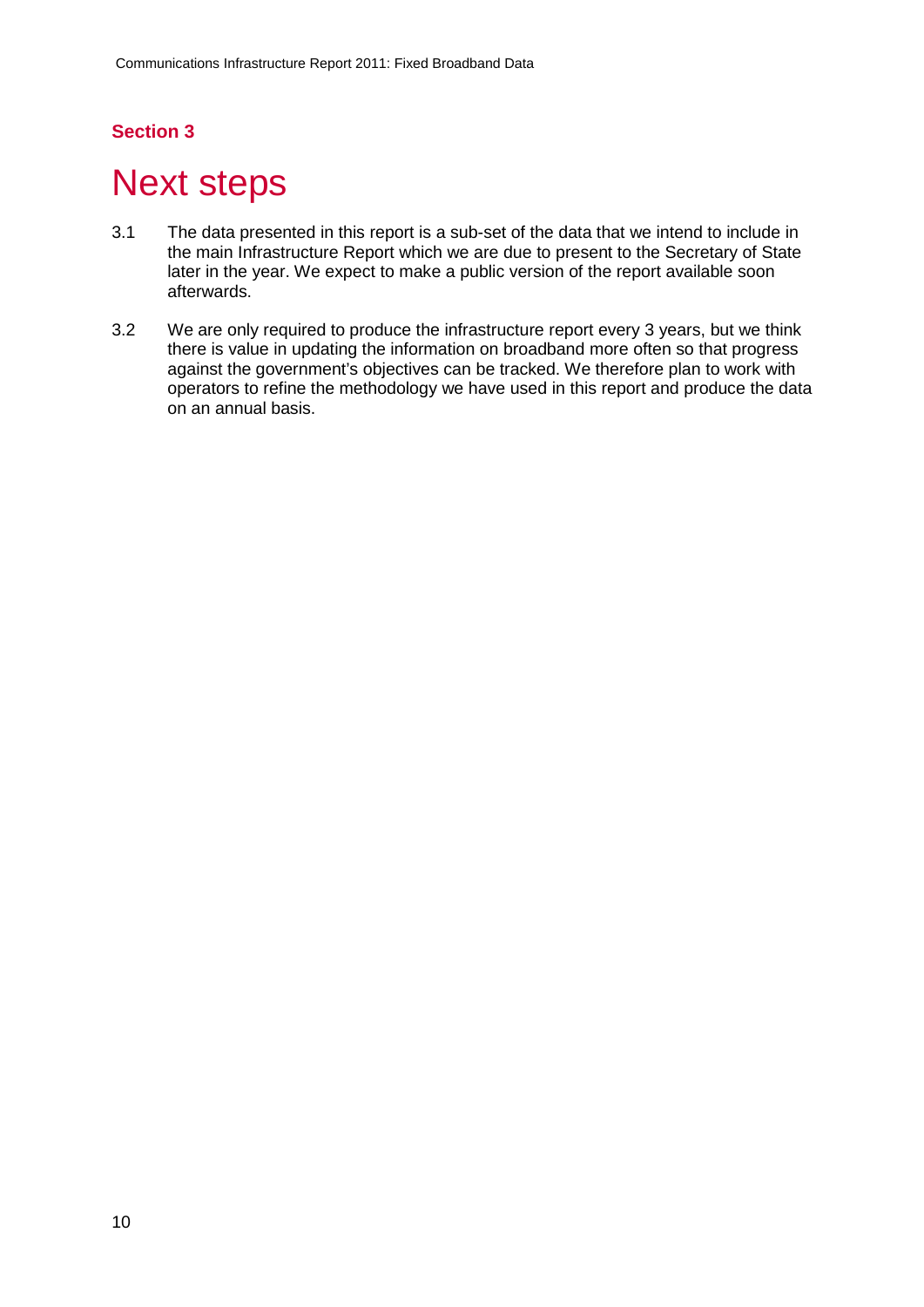**Section 3**

# Next steps

3.1 The data presented in this report is a sub-set of the data that we intend to include in the main Infrastructure Report which we are due to present to the Secretary of State later in the year. We expect to make a public version of the report available soon afterwards.

3.2 We are only required to produce the infrastructure report every 3 years, but we think there is value in updating the information on broadband more often so that progress against the government's objectives can be tracked. We therefore plan to work with operators to refine the methodology we have used in this report and produce the data on an annual basis.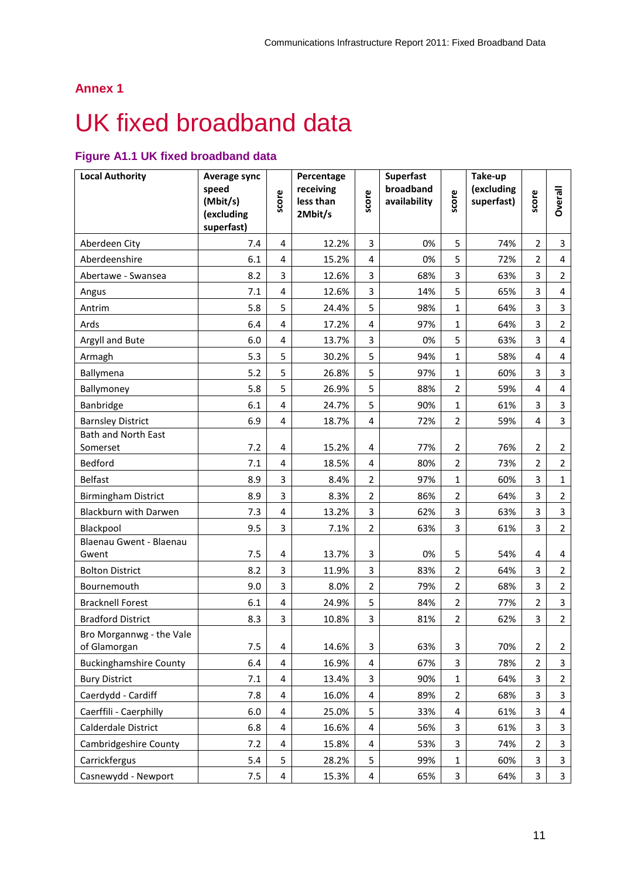## Annex 1

# UK fixed broadband data

### Figure A1.1 UK fixed broadband data

| Local Authority | Average sync speed (Mbit/s) (excluding superfast) | score | Percentage receiving less than 2Mbit/s | score | Superfast broadband availability | score | Take-up (excluding superfast) | score | Overall |
|---|---|---|---|---|---|---|---|---|---|
| Aberdeen City | 7.4 | 4 | 12.2% | 3 | 0% | 5 | 74% | 2 | 3 |
| Aberdeenshire | 6.1 | 4 | 15.2% | 4 | 0% | 5 | 72% | 2 | 4 |
| Abertawe - Swansea | 8.2 | 3 | 12.6% | 3 | 68% | 3 | 63% | 3 | 2 |
| Angus | 7.1 | 4 | 12.6% | 3 | 14% | 5 | 65% | 3 | 4 |
| Antrim | 5.8 | 5 | 24.4% | 5 | 98% | 1 | 64% | 3 | 3 |
| Ards | 6.4 | 4 | 17.2% | 4 | 97% | 1 | 64% | 3 | 2 |
| Argyll and Bute | 6.0 | 4 | 13.7% | 3 | 0% | 5 | 63% | 3 | 4 |
| Armagh | 5.3 | 5 | 30.2% | 5 | 94% | 1 | 58% | 4 | 4 |
| Ballymena | 5.2 | 5 | 26.8% | 5 | 97% | 1 | 60% | 3 | 3 |
| Ballymoney | 5.8 | 5 | 26.9% | 5 | 88% | 2 | 59% | 4 | 4 |
| Banbridge | 6.1 | 4 | 24.7% | 5 | 90% | 1 | 61% | 3 | 3 |
| Barnsley District | 6.9 | 4 | 18.7% | 4 | 72% | 2 | 59% | 4 | 3 |
| Bath and North East Somerset | 7.2 | 4 | 15.2% | 4 | 77% | 2 | 76% | 2 | 2 |
| Bedford | 7.1 | 4 | 18.5% | 4 | 80% | 2 | 73% | 2 | 2 |
| Belfast | 8.9 | 3 | 8.4% | 2 | 97% | 1 | 60% | 3 | 1 |
| Birmingham District | 8.9 | 3 | 8.3% | 2 | 86% | 2 | 64% | 3 | 2 |
| Blackburn with Darwen | 7.3 | 4 | 13.2% | 3 | 62% | 3 | 63% | 3 | 3 |
| Blackpool | 9.5 | 3 | 7.1% | 2 | 63% | 3 | 61% | 3 | 2 |
| Blaenau Gwent - Blaenau Gwent | 7.5 | 4 | 13.7% | 3 | 0% | 5 | 54% | 4 | 4 |
| Bolton District | 8.2 | 3 | 11.9% | 3 | 83% | 2 | 64% | 3 | 2 |
| Bournemouth | 9.0 | 3 | 8.0% | 2 | 79% | 2 | 68% | 3 | 2 |
| Bracknell Forest | 6.1 | 4 | 24.9% | 5 | 84% | 2 | 77% | 2 | 3 |
| Bradford District | 8.3 | 3 | 10.8% | 3 | 81% | 2 | 62% | 3 | 2 |
| Bro Morgannwg - the Vale of Glamorgan | 7.5 | 4 | 14.6% | 3 | 63% | 3 | 70% | 2 | 2 |
| Buckinghamshire County | 6.4 | 4 | 16.9% | 4 | 67% | 3 | 78% | 2 | 3 |
| Bury District | 7.1 | 4 | 13.4% | 3 | 90% | 1 | 64% | 3 | 2 |
| Caerdydd - Cardiff | 7.8 | 4 | 16.0% | 4 | 89% | 2 | 68% | 3 | 3 |
| Caerffili - Caerphilly | 6.0 | 4 | 25.0% | 5 | 33% | 4 | 61% | 3 | 4 |
| Calderdale District | 6.8 | 4 | 16.6% | 4 | 56% | 3 | 61% | 3 | 3 |
| Cambridgeshire County | 7.2 | 4 | 15.8% | 4 | 53% | 3 | 74% | 2 | 3 |
| Carrickfergus | 5.4 | 5 | 28.2% | 5 | 99% | 1 | 60% | 3 | 3 |
| Casnewydd - Newport | 7.5 | 4 | 15.3% | 4 | 65% | 3 | 64% | 3 | 3 |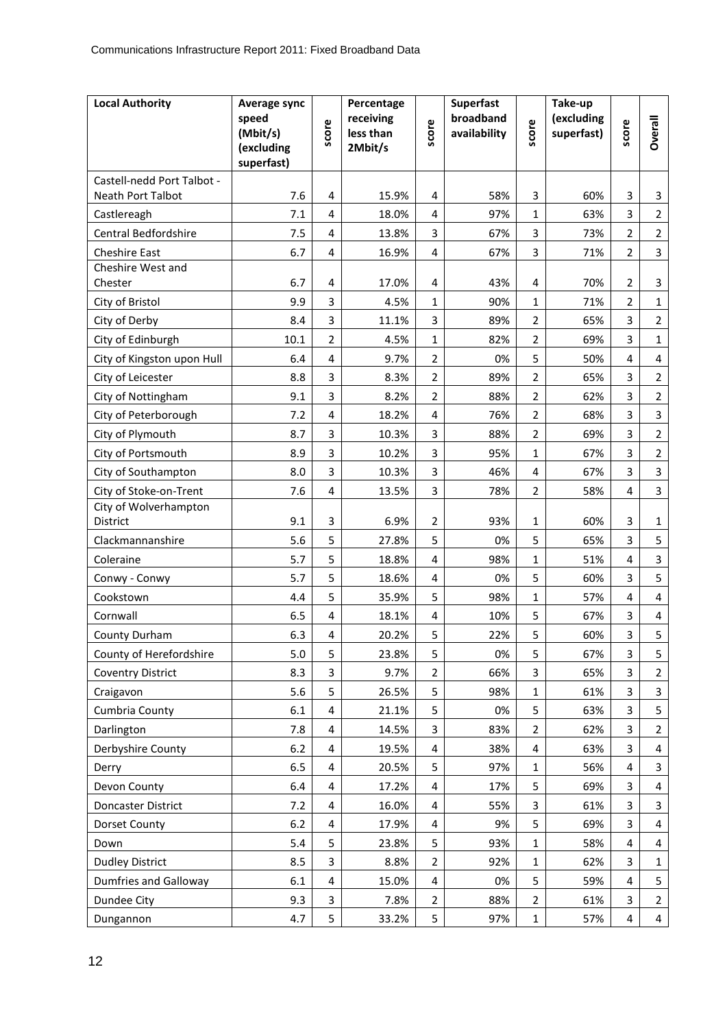| Local Authority | Average sync speed (Mbit/s) (excluding superfast) | score | Percentage receiving less than 2Mbit/s | score | Superfast broadband availability | score | Take-up (excluding superfast) | score | Overall |
|---|---|---|---|---|---|---|---|---|---|
| Castell-nedd Port Talbot - Neath Port Talbot | 7.6 | 4 | 15.9% | 4 | 58% | 3 | 60% | 3 | 3 |
| Castlereagh | 7.1 | 4 | 18.0% | 4 | 97% | 1 | 63% | 3 | 2 |
| Central Bedfordshire | 7.5 | 4 | 13.8% | 3 | 67% | 3 | 73% | 2 | 2 |
| Cheshire East | 6.7 | 4 | 16.9% | 4 | 67% | 3 | 71% | 2 | 3 |
| Cheshire West and Chester | 6.7 | 4 | 17.0% | 4 | 43% | 4 | 70% | 2 | 3 |
| City of Bristol | 9.9 | 3 | 4.5% | 1 | 90% | 1 | 71% | 2 | 1 |
| City of Derby | 8.4 | 3 | 11.1% | 3 | 89% | 2 | 65% | 3 | 2 |
| City of Edinburgh | 10.1 | 2 | 4.5% | 1 | 82% | 2 | 69% | 3 | 1 |
| City of Kingston upon Hull | 6.4 | 4 | 9.7% | 2 | 0% | 5 | 50% | 4 | 4 |
| City of Leicester | 8.8 | 3 | 8.3% | 2 | 89% | 2 | 65% | 3 | 2 |
| City of Nottingham | 9.1 | 3 | 8.2% | 2 | 88% | 2 | 62% | 3 | 2 |
| City of Peterborough | 7.2 | 4 | 18.2% | 4 | 76% | 2 | 68% | 3 | 3 |
| City of Plymouth | 8.7 | 3 | 10.3% | 3 | 88% | 2 | 69% | 3 | 2 |
| City of Portsmouth | 8.9 | 3 | 10.2% | 3 | 95% | 1 | 67% | 3 | 2 |
| City of Southampton | 8.0 | 3 | 10.3% | 3 | 46% | 4 | 67% | 3 | 3 |
| City of Stoke-on-Trent | 7.6 | 4 | 13.5% | 3 | 78% | 2 | 58% | 4 | 3 |
| City of Wolverhampton District | 9.1 | 3 | 6.9% | 2 | 93% | 1 | 60% | 3 | 1 |
| Clackmannanshire | 5.6 | 5 | 27.8% | 5 | 0% | 5 | 65% | 3 | 5 |
| Coleraine | 5.7 | 5 | 18.8% | 4 | 98% | 1 | 51% | 4 | 3 |
| Conwy - Conwy | 5.7 | 5 | 18.6% | 4 | 0% | 5 | 60% | 3 | 5 |
| Cookstown | 4.4 | 5 | 35.9% | 5 | 98% | 1 | 57% | 4 | 4 |
| Cornwall | 6.5 | 4 | 18.1% | 4 | 10% | 5 | 67% | 3 | 4 |
| County Durham | 6.3 | 4 | 20.2% | 5 | 22% | 5 | 60% | 3 | 5 |
| County of Herefordshire | 5.0 | 5 | 23.8% | 5 | 0% | 5 | 67% | 3 | 5 |
| Coventry District | 8.3 | 3 | 9.7% | 2 | 66% | 3 | 65% | 3 | 2 |
| Craigavon | 5.6 | 5 | 26.5% | 5 | 98% | 1 | 61% | 3 | 3 |
| Cumbria County | 6.1 | 4 | 21.1% | 5 | 0% | 5 | 63% | 3 | 5 |
| Darlington | 7.8 | 4 | 14.5% | 3 | 83% | 2 | 62% | 3 | 2 |
| Derbyshire County | 6.2 | 4 | 19.5% | 4 | 38% | 4 | 63% | 3 | 4 |
| Derry | 6.5 | 4 | 20.5% | 5 | 97% | 1 | 56% | 4 | 3 |
| Devon County | 6.4 | 4 | 17.2% | 4 | 17% | 5 | 69% | 3 | 4 |
| Doncaster District | 7.2 | 4 | 16.0% | 4 | 55% | 3 | 61% | 3 | 3 |
| Dorset County | 6.2 | 4 | 17.9% | 4 | 9% | 5 | 69% | 3 | 4 |
| Down | 5.4 | 5 | 23.8% | 5 | 93% | 1 | 58% | 4 | 4 |
| Dudley District | 8.5 | 3 | 8.8% | 2 | 92% | 1 | 62% | 3 | 1 |
| Dumfries and Galloway | 6.1 | 4 | 15.0% | 4 | 0% | 5 | 59% | 4 | 5 |
| Dundee City | 9.3 | 3 | 7.8% | 2 | 88% | 2 | 61% | 3 | 2 |
| Dungannon | 4.7 | 5 | 33.2% | 5 | 97% | 1 | 57% | 4 | 4 |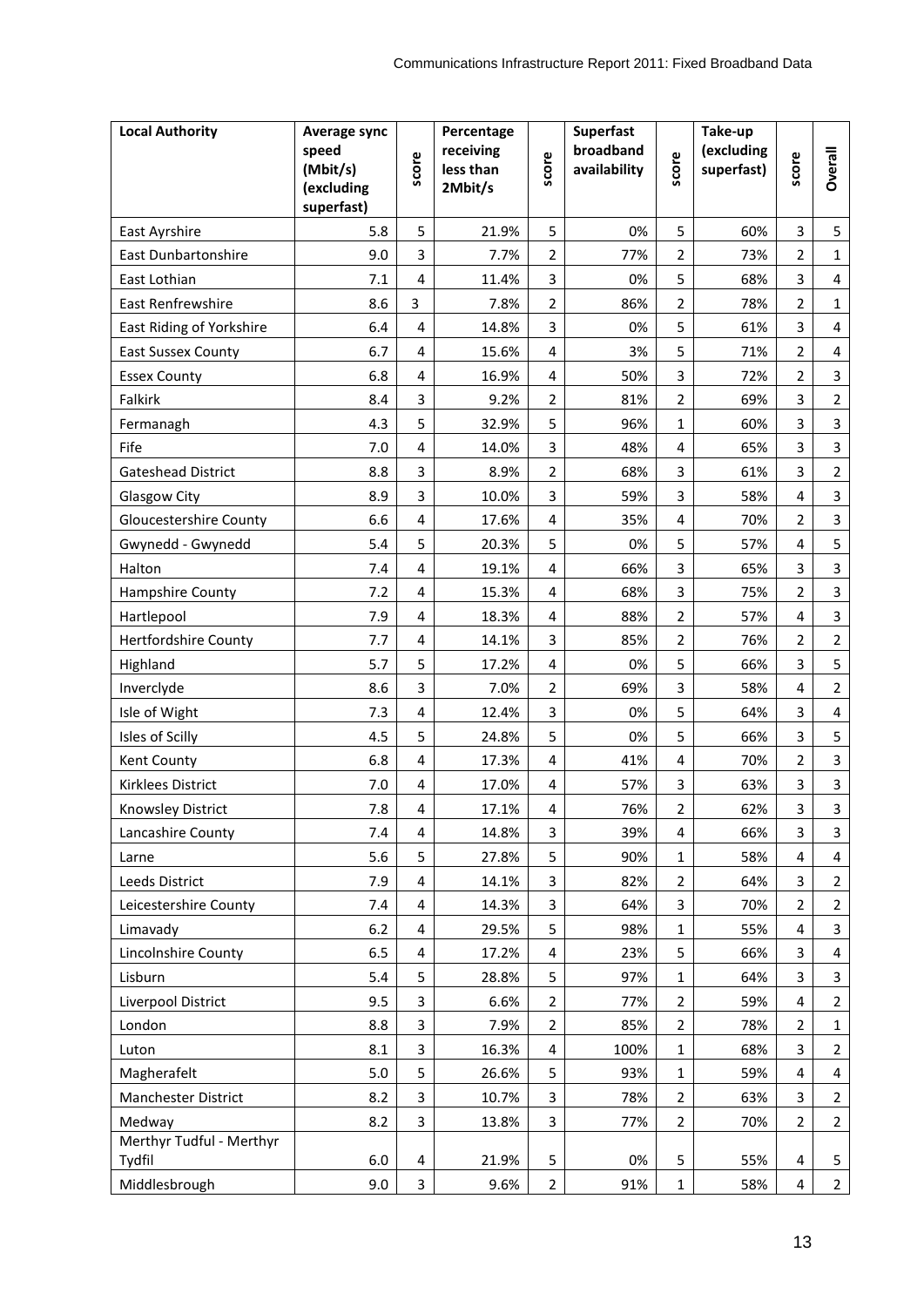| Local Authority | Average sync speed (Mbit/s) (excluding superfast) | score | Percentage receiving less than 2Mbit/s | score | Superfast broadband availability | score | Take-up (excluding superfast) | score | Overall |
|---|---|---|---|---|---|---|---|---|---|
| East Ayrshire | 5.8 | 5 | 21.9% | 5 | 0% | 5 | 60% | 3 | 5 |
| East Dunbartonshire | 9.0 | 3 | 7.7% | 2 | 77% | 2 | 73% | 2 | 1 |
| East Lothian | 7.1 | 4 | 11.4% | 3 | 0% | 5 | 68% | 3 | 4 |
| East Renfrewshire | 8.6 | 3 | 7.8% | 2 | 86% | 2 | 78% | 2 | 1 |
| East Riding of Yorkshire | 6.4 | 4 | 14.8% | 3 | 0% | 5 | 61% | 3 | 4 |
| East Sussex County | 6.7 | 4 | 15.6% | 4 | 3% | 5 | 71% | 2 | 4 |
| Essex County | 6.8 | 4 | 16.9% | 4 | 50% | 3 | 72% | 2 | 3 |
| Falkirk | 8.4 | 3 | 9.2% | 2 | 81% | 2 | 69% | 3 | 2 |
| Fermanagh | 4.3 | 5 | 32.9% | 5 | 96% | 1 | 60% | 3 | 3 |
| Fife | 7.0 | 4 | 14.0% | 3 | 48% | 4 | 65% | 3 | 3 |
| Gateshead District | 8.8 | 3 | 8.9% | 2 | 68% | 3 | 61% | 3 | 2 |
| Glasgow City | 8.9 | 3 | 10.0% | 3 | 59% | 3 | 58% | 4 | 3 |
| Gloucestershire County | 6.6 | 4 | 17.6% | 4 | 35% | 4 | 70% | 2 | 3 |
| Gwynedd - Gwynedd | 5.4 | 5 | 20.3% | 5 | 0% | 5 | 57% | 4 | 5 |
| Halton | 7.4 | 4 | 19.1% | 4 | 66% | 3 | 65% | 3 | 3 |
| Hampshire County | 7.2 | 4 | 15.3% | 4 | 68% | 3 | 75% | 2 | 3 |
| Hartlepool | 7.9 | 4 | 18.3% | 4 | 88% | 2 | 57% | 4 | 3 |
| Hertfordshire County | 7.7 | 4 | 14.1% | 3 | 85% | 2 | 76% | 2 | 2 |
| Highland | 5.7 | 5 | 17.2% | 4 | 0% | 5 | 66% | 3 | 5 |
| Inverclyde | 8.6 | 3 | 7.0% | 2 | 69% | 3 | 58% | 4 | 2 |
| Isle of Wight | 7.3 | 4 | 12.4% | 3 | 0% | 5 | 64% | 3 | 4 |
| Isles of Scilly | 4.5 | 5 | 24.8% | 5 | 0% | 5 | 66% | 3 | 5 |
| Kent County | 6.8 | 4 | 17.3% | 4 | 41% | 4 | 70% | 2 | 3 |
| Kirklees District | 7.0 | 4 | 17.0% | 4 | 57% | 3 | 63% | 3 | 3 |
| Knowsley District | 7.8 | 4 | 17.1% | 4 | 76% | 2 | 62% | 3 | 3 |
| Lancashire County | 7.4 | 4 | 14.8% | 3 | 39% | 4 | 66% | 3 | 3 |
| Larne | 5.6 | 5 | 27.8% | 5 | 90% | 1 | 58% | 4 | 4 |
| Leeds District | 7.9 | 4 | 14.1% | 3 | 82% | 2 | 64% | 3 | 2 |
| Leicestershire County | 7.4 | 4 | 14.3% | 3 | 64% | 3 | 70% | 2 | 2 |
| Limavady | 6.2 | 4 | 29.5% | 5 | 98% | 1 | 55% | 4 | 3 |
| Lincolnshire County | 6.5 | 4 | 17.2% | 4 | 23% | 5 | 66% | 3 | 4 |
| Lisburn | 5.4 | 5 | 28.8% | 5 | 97% | 1 | 64% | 3 | 3 |
| Liverpool District | 9.5 | 3 | 6.6% | 2 | 77% | 2 | 59% | 4 | 2 |
| London | 8.8 | 3 | 7.9% | 2 | 85% | 2 | 78% | 2 | 1 |
| Luton | 8.1 | 3 | 16.3% | 4 | 100% | 1 | 68% | 3 | 2 |
| Magherafelt | 5.0 | 5 | 26.6% | 5 | 93% | 1 | 59% | 4 | 4 |
| Manchester District | 8.2 | 3 | 10.7% | 3 | 78% | 2 | 63% | 3 | 2 |
| Medway | 8.2 | 3 | 13.8% | 3 | 77% | 2 | 70% | 2 | 2 |
| Merthyr Tudful - Merthyr Tydfil | 6.0 | 4 | 21.9% | 5 | 0% | 5 | 55% | 4 | 5 |
| Middlesbrough | 9.0 | 3 | 9.6% | 2 | 91% | 1 | 58% | 4 | 2 |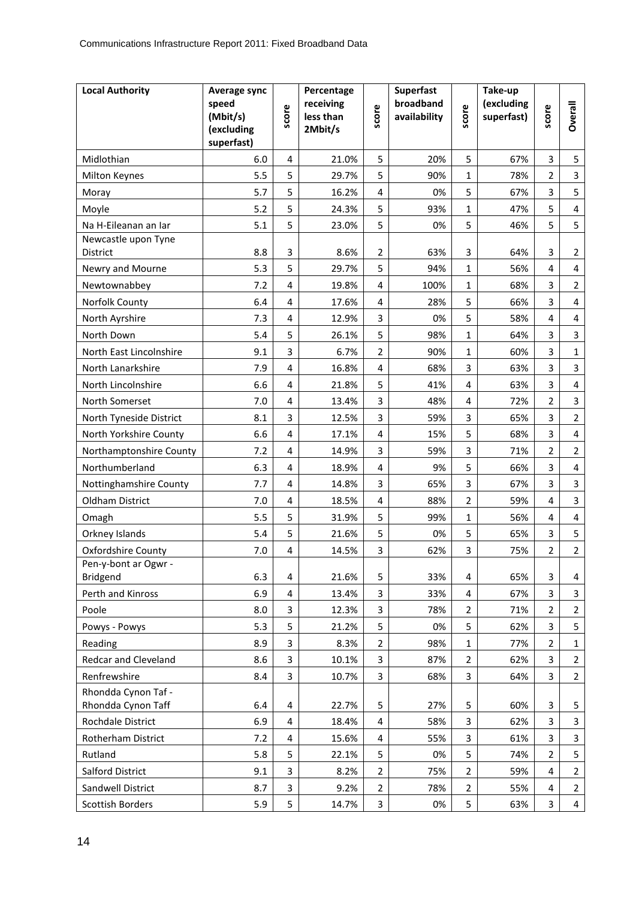| Local Authority | Average sync speed (Mbit/s) (excluding superfast) | score | Percentage receiving less than 2Mbit/s | score | Superfast broadband availability | score | Take-up (excluding superfast) | score | Overall |
|---|---|---|---|---|---|---|---|---|---|
| Midlothian | 6.0 | 4 | 21.0% | 5 | 20% | 5 | 67% | 3 | 5 |
| Milton Keynes | 5.5 | 5 | 29.7% | 5 | 90% | 1 | 78% | 2 | 3 |
| Moray | 5.7 | 5 | 16.2% | 4 | 0% | 5 | 67% | 3 | 5 |
| Moyle | 5.2 | 5 | 24.3% | 5 | 93% | 1 | 47% | 5 | 4 |
| Na H-Eileanan an Iar | 5.1 | 5 | 23.0% | 5 | 0% | 5 | 46% | 5 | 5 |
| Newcastle upon Tyne District | 8.8 | 3 | 8.6% | 2 | 63% | 3 | 64% | 3 | 2 |
| Newry and Mourne | 5.3 | 5 | 29.7% | 5 | 94% | 1 | 56% | 4 | 4 |
| Newtownabbey | 7.2 | 4 | 19.8% | 4 | 100% | 1 | 68% | 3 | 2 |
| Norfolk County | 6.4 | 4 | 17.6% | 4 | 28% | 5 | 66% | 3 | 4 |
| North Ayrshire | 7.3 | 4 | 12.9% | 3 | 0% | 5 | 58% | 4 | 4 |
| North Down | 5.4 | 5 | 26.1% | 5 | 98% | 1 | 64% | 3 | 3 |
| North East Lincolnshire | 9.1 | 3 | 6.7% | 2 | 90% | 1 | 60% | 3 | 1 |
| North Lanarkshire | 7.9 | 4 | 16.8% | 4 | 68% | 3 | 63% | 3 | 3 |
| North Lincolnshire | 6.6 | 4 | 21.8% | 5 | 41% | 4 | 63% | 3 | 4 |
| North Somerset | 7.0 | 4 | 13.4% | 3 | 48% | 4 | 72% | 2 | 3 |
| North Tyneside District | 8.1 | 3 | 12.5% | 3 | 59% | 3 | 65% | 3 | 2 |
| North Yorkshire County | 6.6 | 4 | 17.1% | 4 | 15% | 5 | 68% | 3 | 4 |
| Northamptonshire County | 7.2 | 4 | 14.9% | 3 | 59% | 3 | 71% | 2 | 2 |
| Northumberland | 6.3 | 4 | 18.9% | 4 | 9% | 5 | 66% | 3 | 4 |
| Nottinghamshire County | 7.7 | 4 | 14.8% | 3 | 65% | 3 | 67% | 3 | 3 |
| Oldham District | 7.0 | 4 | 18.5% | 4 | 88% | 2 | 59% | 4 | 3 |
| Omagh | 5.5 | 5 | 31.9% | 5 | 99% | 1 | 56% | 4 | 4 |
| Orkney Islands | 5.4 | 5 | 21.6% | 5 | 0% | 5 | 65% | 3 | 5 |
| Oxfordshire County | 7.0 | 4 | 14.5% | 3 | 62% | 3 | 75% | 2 | 2 |
| Pen-y-bont ar Ogwr - Bridgend | 6.3 | 4 | 21.6% | 5 | 33% | 4 | 65% | 3 | 4 |
| Perth and Kinross | 6.9 | 4 | 13.4% | 3 | 33% | 4 | 67% | 3 | 3 |
| Poole | 8.0 | 3 | 12.3% | 3 | 78% | 2 | 71% | 2 | 2 |
| Powys - Powys | 5.3 | 5 | 21.2% | 5 | 0% | 5 | 62% | 3 | 5 |
| Reading | 8.9 | 3 | 8.3% | 2 | 98% | 1 | 77% | 2 | 1 |
| Redcar and Cleveland | 8.6 | 3 | 10.1% | 3 | 87% | 2 | 62% | 3 | 2 |
| Renfrewshire | 8.4 | 3 | 10.7% | 3 | 68% | 3 | 64% | 3 | 2 |
| Rhondda Cynon Taf - Rhondda Cynon Taff | 6.4 | 4 | 22.7% | 5 | 27% | 5 | 60% | 3 | 5 |
| Rochdale District | 6.9 | 4 | 18.4% | 4 | 58% | 3 | 62% | 3 | 3 |
| Rotherham District | 7.2 | 4 | 15.6% | 4 | 55% | 3 | 61% | 3 | 3 |
| Rutland | 5.8 | 5 | 22.1% | 5 | 0% | 5 | 74% | 2 | 5 |
| Salford District | 9.1 | 3 | 8.2% | 2 | 75% | 2 | 59% | 4 | 2 |
| Sandwell District | 8.7 | 3 | 9.2% | 2 | 78% | 2 | 55% | 4 | 2 |
| Scottish Borders | 5.9 | 5 | 14.7% | 3 | 0% | 5 | 63% | 3 | 4 |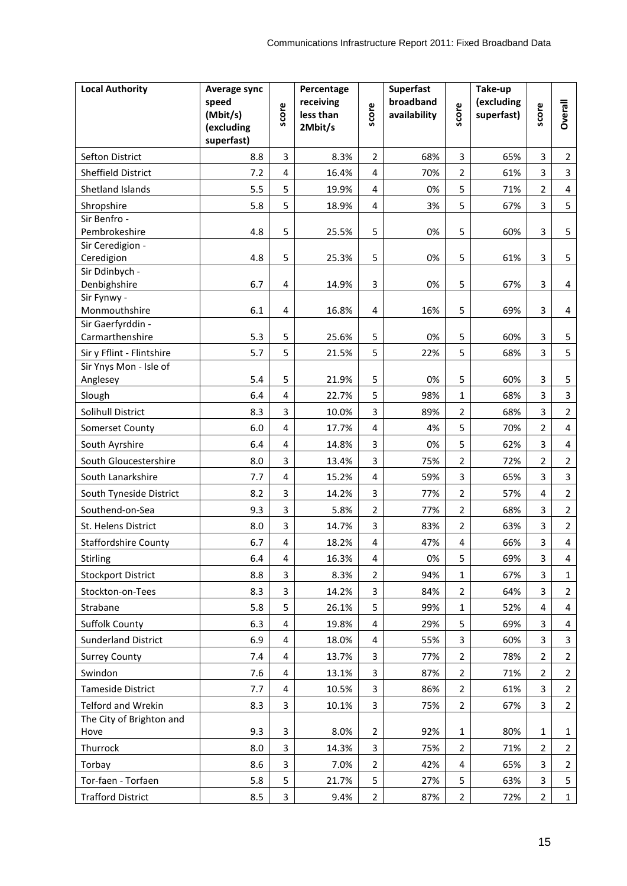| Local Authority | Average sync speed (Mbit/s) (excluding superfast) | score | Percentage receiving less than 2Mbit/s | score | Superfast broadband availability | score | Take-up (excluding superfast) | score | Overall |
|---|---|---|---|---|---|---|---|---|---|
| Sefton District | 8.8 | 3 | 8.3% | 2 | 68% | 3 | 65% | 3 | 2 |
| Sheffield District | 7.2 | 4 | 16.4% | 4 | 70% | 2 | 61% | 3 | 3 |
| Shetland Islands | 5.5 | 5 | 19.9% | 4 | 0% | 5 | 71% | 2 | 4 |
| Shropshire | 5.8 | 5 | 18.9% | 4 | 3% | 5 | 67% | 3 | 5 |
| Sir Benfro - Pembrokeshire | 4.8 | 5 | 25.5% | 5 | 0% | 5 | 60% | 3 | 5 |
| Sir Ceredigion - Ceredigion | 4.8 | 5 | 25.3% | 5 | 0% | 5 | 61% | 3 | 5 |
| Sir Ddinbych - Denbighshire | 6.7 | 4 | 14.9% | 3 | 0% | 5 | 67% | 3 | 4 |
| Sir Fynwy - Monmouthshire | 6.1 | 4 | 16.8% | 4 | 16% | 5 | 69% | 3 | 4 |
| Sir Gaerfyrddin - Carmarthenshire | 5.3 | 5 | 25.6% | 5 | 0% | 5 | 60% | 3 | 5 |
| Sir y Fflint - Flintshire | 5.7 | 5 | 21.5% | 5 | 22% | 5 | 68% | 3 | 5 |
| Sir Ynys Mon - Isle of Anglesey | 5.4 | 5 | 21.9% | 5 | 0% | 5 | 60% | 3 | 5 |
| Slough | 6.4 | 4 | 22.7% | 5 | 98% | 1 | 68% | 3 | 3 |
| Solihull District | 8.3 | 3 | 10.0% | 3 | 89% | 2 | 68% | 3 | 2 |
| Somerset County | 6.0 | 4 | 17.7% | 4 | 4% | 5 | 70% | 2 | 4 |
| South Ayrshire | 6.4 | 4 | 14.8% | 3 | 0% | 5 | 62% | 3 | 4 |
| South Gloucestershire | 8.0 | 3 | 13.4% | 3 | 75% | 2 | 72% | 2 | 2 |
| South Lanarkshire | 7.7 | 4 | 15.2% | 4 | 59% | 3 | 65% | 3 | 3 |
| South Tyneside District | 8.2 | 3 | 14.2% | 3 | 77% | 2 | 57% | 4 | 2 |
| Southend-on-Sea | 9.3 | 3 | 5.8% | 2 | 77% | 2 | 68% | 3 | 2 |
| St. Helens District | 8.0 | 3 | 14.7% | 3 | 83% | 2 | 63% | 3 | 2 |
| Staffordshire County | 6.7 | 4 | 18.2% | 4 | 47% | 4 | 66% | 3 | 4 |
| Stirling | 6.4 | 4 | 16.3% | 4 | 0% | 5 | 69% | 3 | 4 |
| Stockport District | 8.8 | 3 | 8.3% | 2 | 94% | 1 | 67% | 3 | 1 |
| Stockton-on-Tees | 8.3 | 3 | 14.2% | 3 | 84% | 2 | 64% | 3 | 2 |
| Strabane | 5.8 | 5 | 26.1% | 5 | 99% | 1 | 52% | 4 | 4 |
| Suffolk County | 6.3 | 4 | 19.8% | 4 | 29% | 5 | 69% | 3 | 4 |
| Sunderland District | 6.9 | 4 | 18.0% | 4 | 55% | 3 | 60% | 3 | 3 |
| Surrey County | 7.4 | 4 | 13.7% | 3 | 77% | 2 | 78% | 2 | 2 |
| Swindon | 7.6 | 4 | 13.1% | 3 | 87% | 2 | 71% | 2 | 2 |
| Tameside District | 7.7 | 4 | 10.5% | 3 | 86% | 2 | 61% | 3 | 2 |
| Telford and Wrekin | 8.3 | 3 | 10.1% | 3 | 75% | 2 | 67% | 3 | 2 |
| The City of Brighton and Hove | 9.3 | 3 | 8.0% | 2 | 92% | 1 | 80% | 1 | 1 |
| Thurrock | 8.0 | 3 | 14.3% | 3 | 75% | 2 | 71% | 2 | 2 |
| Torbay | 8.6 | 3 | 7.0% | 2 | 42% | 4 | 65% | 3 | 2 |
| Tor-faen - Torfaen | 5.8 | 5 | 21.7% | 5 | 27% | 5 | 63% | 3 | 5 |
| Trafford District | 8.5 | 3 | 9.4% | 2 | 87% | 2 | 72% | 2 | 1 |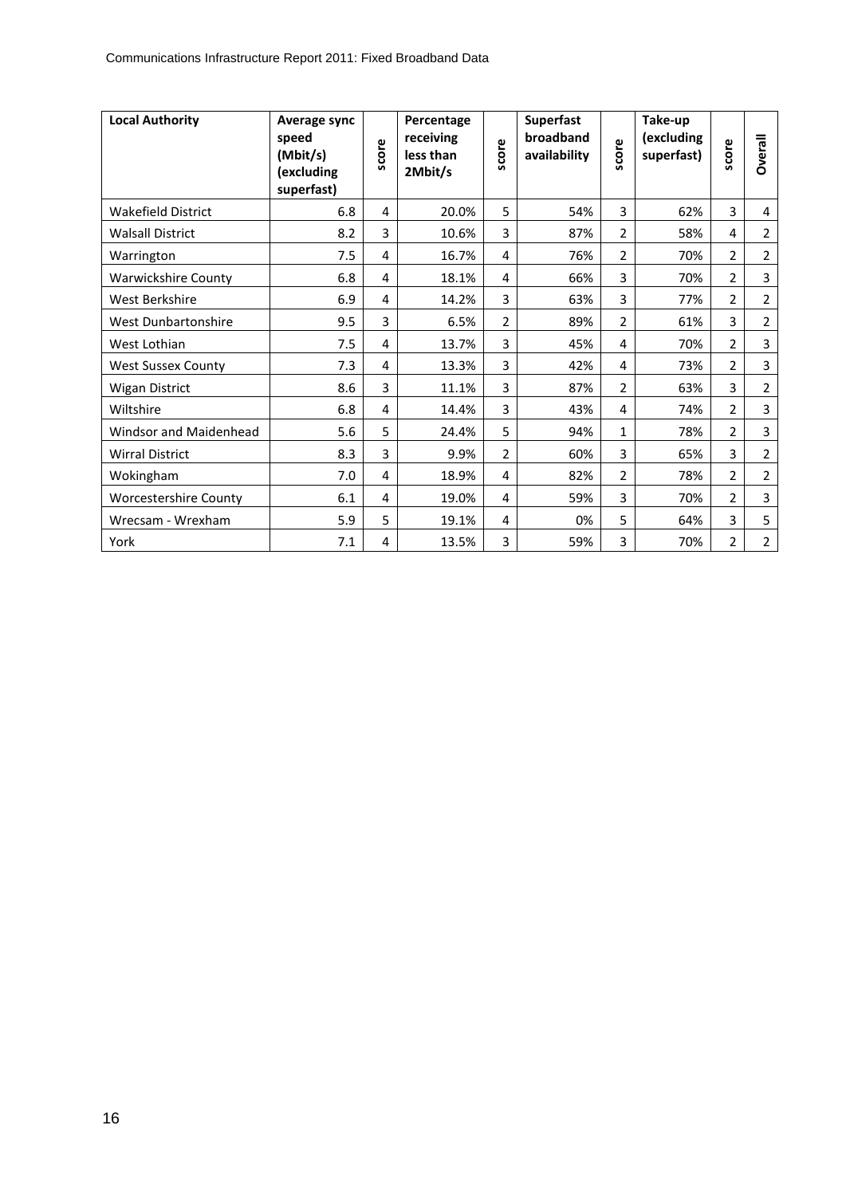| Local Authority | Average sync speed (Mbit/s) (excluding superfast) | score | Percentage receiving less than 2Mbit/s | score | Superfast broadband availability | score | Take-up (excluding superfast) | score | Overall |
|---|---|---|---|---|---|---|---|---|---|
| Wakefield District | 6.8 | 4 | 20.0% | 5 | 54% | 3 | 62% | 3 | 4 |
| Walsall District | 8.2 | 3 | 10.6% | 3 | 87% | 2 | 58% | 4 | 2 |
| Warrington | 7.5 | 4 | 16.7% | 4 | 76% | 2 | 70% | 2 | 2 |
| Warwickshire County | 6.8 | 4 | 18.1% | 4 | 66% | 3 | 70% | 2 | 3 |
| West Berkshire | 6.9 | 4 | 14.2% | 3 | 63% | 3 | 77% | 2 | 2 |
| West Dunbartonshire | 9.5 | 3 | 6.5% | 2 | 89% | 2 | 61% | 3 | 2 |
| West Lothian | 7.5 | 4 | 13.7% | 3 | 45% | 4 | 70% | 2 | 3 |
| West Sussex County | 7.3 | 4 | 13.3% | 3 | 42% | 4 | 73% | 2 | 3 |
| Wigan District | 8.6 | 3 | 11.1% | 3 | 87% | 2 | 63% | 3 | 2 |
| Wiltshire | 6.8 | 4 | 14.4% | 3 | 43% | 4 | 74% | 2 | 3 |
| Windsor and Maidenhead | 5.6 | 5 | 24.4% | 5 | 94% | 1 | 78% | 2 | 3 |
| Wirral District | 8.3 | 3 | 9.9% | 2 | 60% | 3 | 65% | 3 | 2 |
| Wokingham | 7.0 | 4 | 18.9% | 4 | 82% | 2 | 78% | 2 | 2 |
| Worcestershire County | 6.1 | 4 | 19.0% | 4 | 59% | 3 | 70% | 2 | 3 |
| Wrecsam - Wrexham | 5.9 | 5 | 19.1% | 4 | 0% | 5 | 64% | 3 | 5 |
| York | 7.1 | 4 | 13.5% | 3 | 59% | 3 | 70% | 2 | 2 |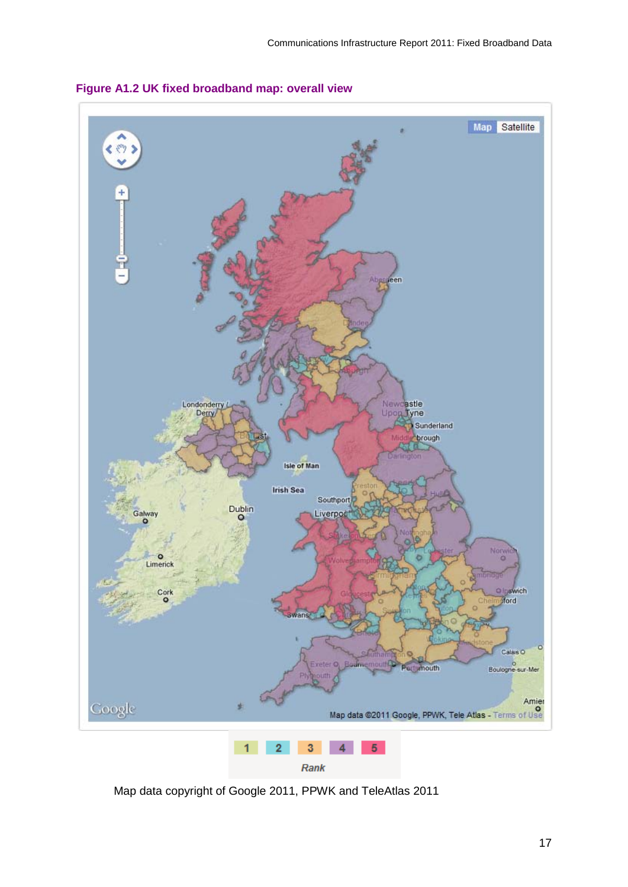## Figure A1.2 UK fixed broadband map: overall view

Map data copyright of Google 2011, PPWK and TeleAtlas 2011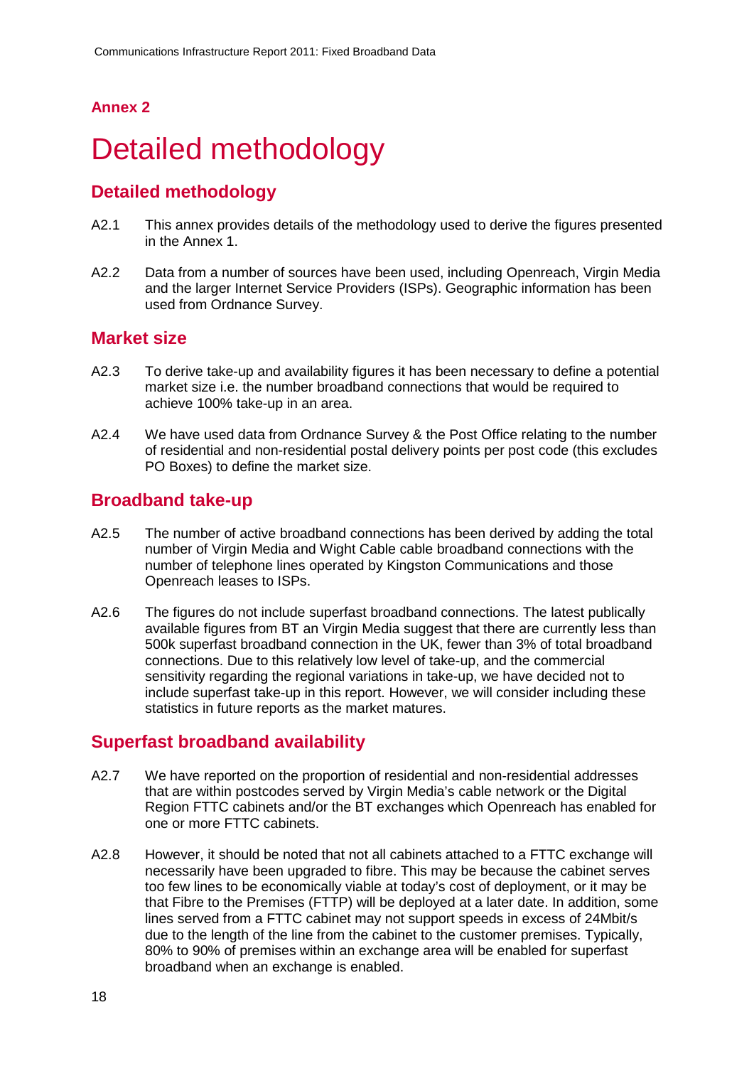## Annex 2

# Detailed methodology

## Detailed methodology

A2.1 This annex provides details of the methodology used to derive the figures presented in the Annex 1.

A2.2 Data from a number of sources have been used, including Openreach, Virgin Media and the larger Internet Service Providers (ISPs). Geographic information has been used from Ordnance Survey.

## Market size

A2.3 To derive take-up and availability figures it has been necessary to define a potential market size i.e. the number broadband connections that would be required to achieve 100% take-up in an area.

A2.4 We have used data from Ordnance Survey & the Post Office relating to the number of residential and non-residential postal delivery points per post code (this excludes PO Boxes) to define the market size.

## Broadband take-up

A2.5 The number of active broadband connections has been derived by adding the total number of Virgin Media and Wight Cable cable broadband connections with the number of telephone lines operated by Kingston Communications and those Openreach leases to ISPs.

A2.6 The figures do not include superfast broadband connections. The latest publically available figures from BT an Virgin Media suggest that there are currently less than 500k superfast broadband connection in the UK, fewer than 3% of total broadband connections. Due to this relatively low level of take-up, and the commercial sensitivity regarding the regional variations in take-up, we have decided not to include superfast take-up in this report. However, we will consider including these statistics in future reports as the market matures.

## Superfast broadband availability

A2.7 We have reported on the proportion of residential and non-residential addresses that are within postcodes served by Virgin Media's cable network or the Digital Region FTTC cabinets and/or the BT exchanges which Openreach has enabled for one or more FTTC cabinets.

A2.8 However, it should be noted that not all cabinets attached to a FTTC exchange will necessarily have been upgraded to fibre. This may be because the cabinet serves too few lines to be economically viable at today's cost of deployment, or it may be that Fibre to the Premises (FTTP) will be deployed at a later date. In addition, some lines served from a FTTC cabinet may not support speeds in excess of 24Mbit/s due to the length of the line from the cabinet to the customer premises. Typically, 80% to 90% of premises within an exchange area will be enabled for superfast broadband when an exchange is enabled.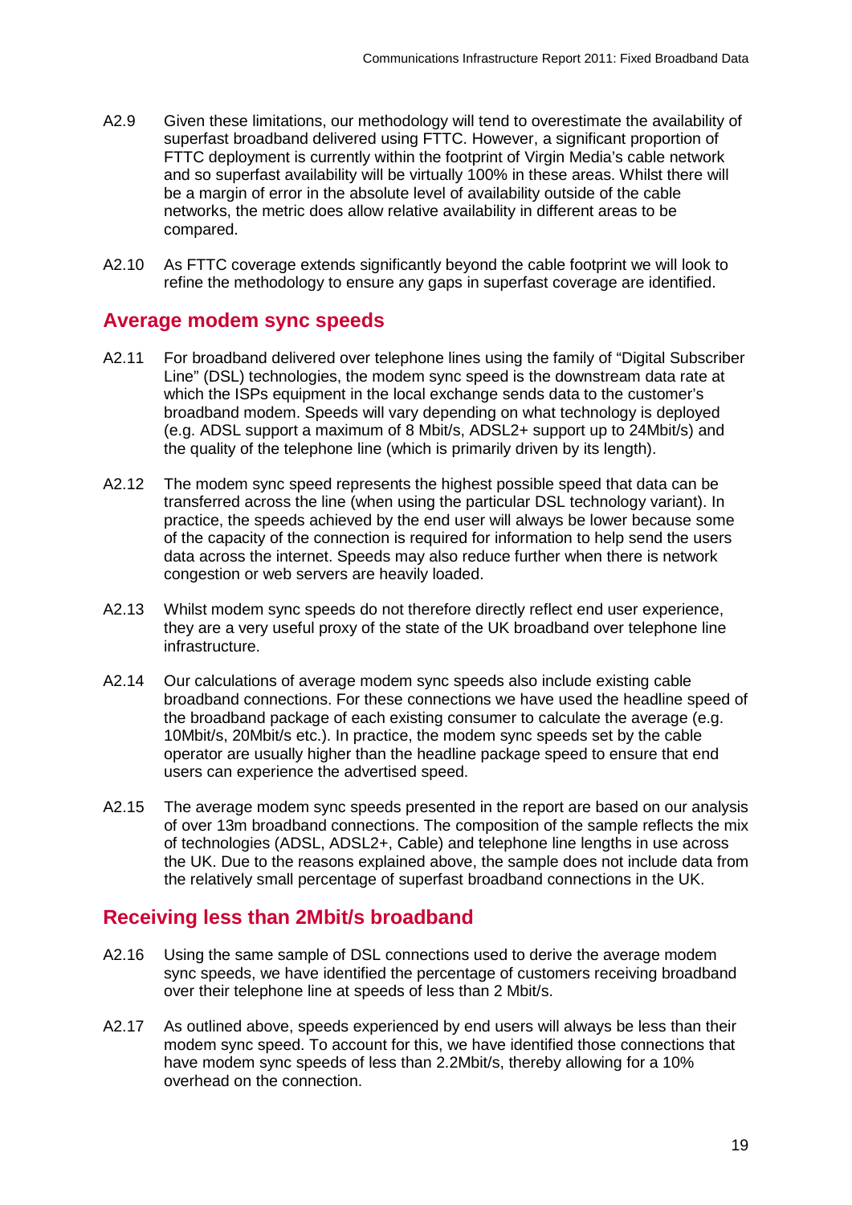A2.9 Given these limitations, our methodology will tend to overestimate the availability of superfast broadband delivered using FTTC. However, a significant proportion of FTTC deployment is currently within the footprint of Virgin Media's cable network and so superfast availability will be virtually 100% in these areas. Whilst there will be a margin of error in the absolute level of availability outside of the cable networks, the metric does allow relative availability in different areas to be compared.

A2.10 As FTTC coverage extends significantly beyond the cable footprint we will look to refine the methodology to ensure any gaps in superfast coverage are identified.

## Average modem sync speeds

A2.11 For broadband delivered over telephone lines using the family of "Digital Subscriber Line" (DSL) technologies, the modem sync speed is the downstream data rate at which the ISPs equipment in the local exchange sends data to the customer's broadband modem. Speeds will vary depending on what technology is deployed (e.g. ADSL support a maximum of 8 Mbit/s, ADSL2+ support up to 24Mbit/s) and the quality of the telephone line (which is primarily driven by its length).

A2.12 The modem sync speed represents the highest possible speed that data can be transferred across the line (when using the particular DSL technology variant). In practice, the speeds achieved by the end user will always be lower because some of the capacity of the connection is required for information to help send the users data across the internet. Speeds may also reduce further when there is network congestion or web servers are heavily loaded.

A2.13 Whilst modem sync speeds do not therefore directly reflect end user experience, they are a very useful proxy of the state of the UK broadband over telephone line infrastructure.

A2.14 Our calculations of average modem sync speeds also include existing cable broadband connections. For these connections we have used the headline speed of the broadband package of each existing consumer to calculate the average (e.g. 10Mbit/s, 20Mbit/s etc.). In practice, the modem sync speeds set by the cable operator are usually higher than the headline package speed to ensure that end users can experience the advertised speed.

A2.15 The average modem sync speeds presented in the report are based on our analysis of over 13m broadband connections. The composition of the sample reflects the mix of technologies (ADSL, ADSL2+, Cable) and telephone line lengths in use across the UK. Due to the reasons explained above, the sample does not include data from the relatively small percentage of superfast broadband connections in the UK.

## Receiving less than 2Mbit/s broadband

A2.16 Using the same sample of DSL connections used to derive the average modem sync speeds, we have identified the percentage of customers receiving broadband over their telephone line at speeds of less than 2 Mbit/s.

A2.17 As outlined above, speeds experienced by end users will always be less than their modem sync speed. To account for this, we have identified those connections that have modem sync speeds of less than 2.2Mbit/s, thereby allowing for a 10% overhead on the connection.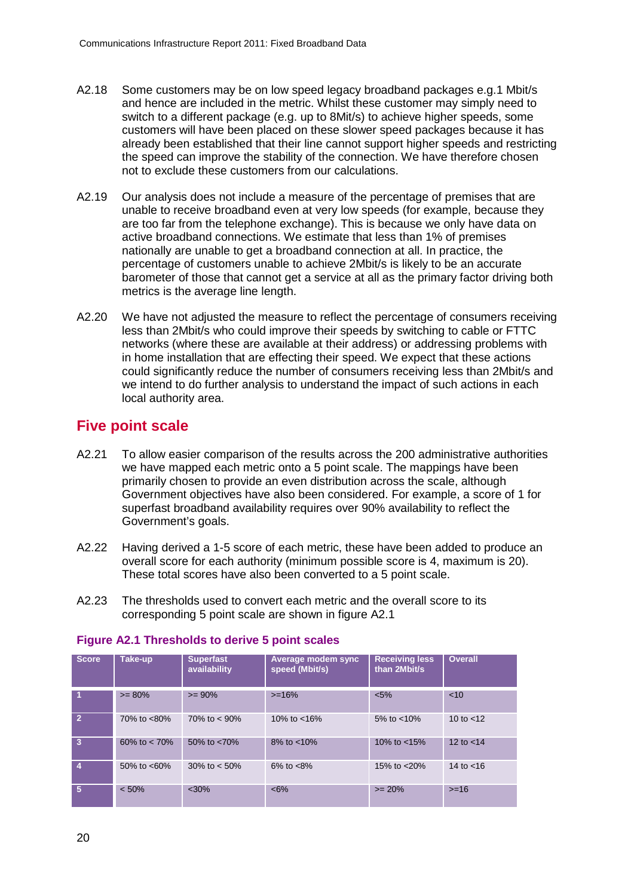A2.18 Some customers may be on low speed legacy broadband packages e.g.1 Mbit/s and hence are included in the metric. Whilst these customer may simply need to switch to a different package (e.g. up to 8Mit/s) to achieve higher speeds, some customers will have been placed on these slower speed packages because it has already been established that their line cannot support higher speeds and restricting the speed can improve the stability of the connection. We have therefore chosen not to exclude these customers from our calculations.

A2.19 Our analysis does not include a measure of the percentage of premises that are unable to receive broadband even at very low speeds (for example, because they are too far from the telephone exchange). This is because we only have data on active broadband connections. We estimate that less than 1% of premises nationally are unable to get a broadband connection at all. In practice, the percentage of customers unable to achieve 2Mbit/s is likely to be an accurate barometer of those that cannot get a service at all as the primary factor driving both metrics is the average line length.

A2.20 We have not adjusted the measure to reflect the percentage of consumers receiving less than 2Mbit/s who could improve their speeds by switching to cable or FTTC networks (where these are available at their address) or addressing problems with in home installation that are effecting their speed. We expect that these actions could significantly reduce the number of consumers receiving less than 2Mbit/s and we intend to do further analysis to understand the impact of such actions in each local authority area.

## Five point scale

A2.21 To allow easier comparison of the results across the 200 administrative authorities we have mapped each metric onto a 5 point scale. The mappings have been primarily chosen to provide an even distribution across the scale, although Government objectives have also been considered. For example, a score of 1 for superfast broadband availability requires over 90% availability to reflect the Government's goals.

A2.22 Having derived a 1-5 score of each metric, these have been added to produce an overall score for each authority (minimum possible score is 4, maximum is 20). These total scores have also been converted to a 5 point scale.

A2.23 The thresholds used to convert each metric and the overall score to its corresponding 5 point scale are shown in figure A2.1

**Figure A2.1 Thresholds to derive 5 point scales**

| Score | Take-up | Superfast availability | Average modem sync speed (Mbit/s) | Receiving less than 2Mbit/s | Overall |
|---|---|---|---|---|---|
| 1 | >= 80% | >= 90% | >=16% | <5% | <10 |
| 2 | 70% to <80% | 70% to < 90% | 10% to <16% | 5% to <10% | 10 to <12 |
| 3 | 60% to < 70% | 50% to <70% | 8% to <10% | 10% to <15% | 12 to <14 |
| 4 | 50% to <60% | 30% to < 50% | 6% to <8% | 15% to <20% | 14 to <16 |
| 5 | < 50% | <30% | <6% | >= 20% | >=16 |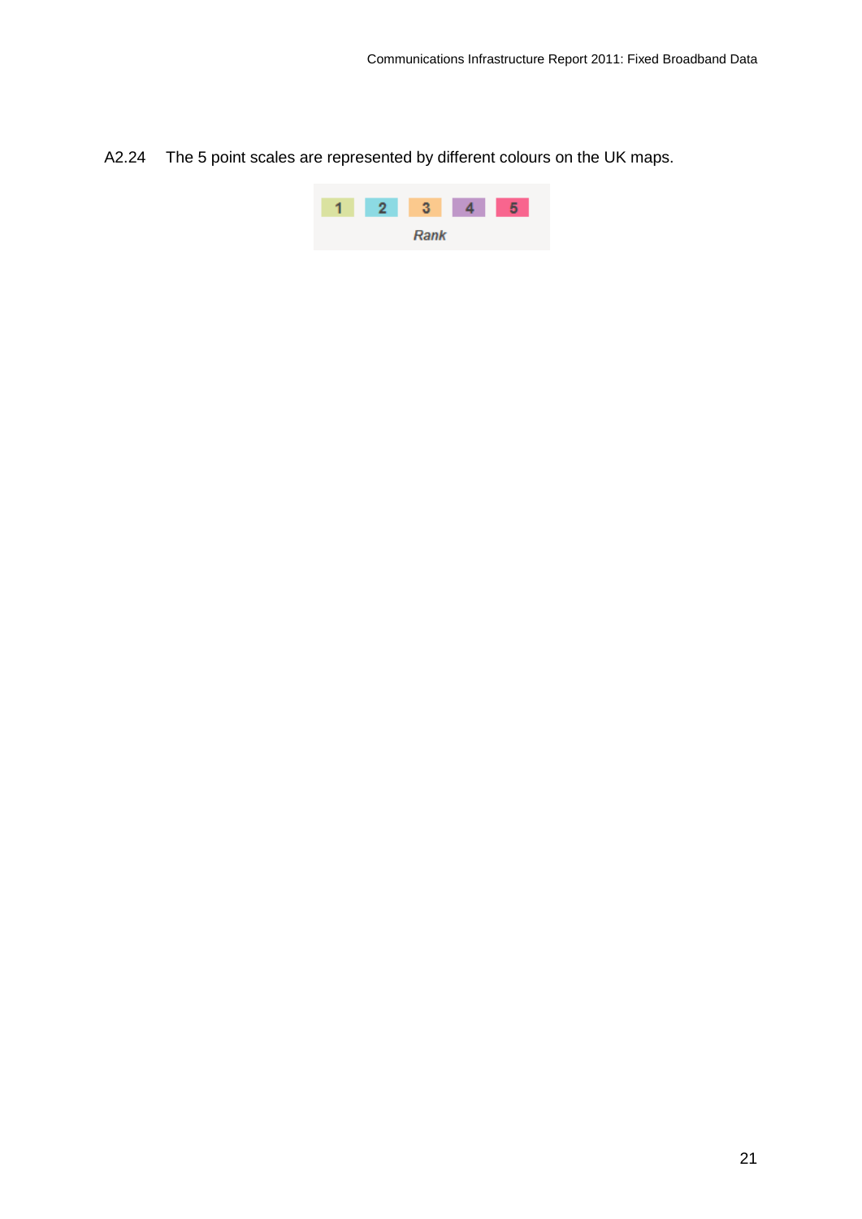A2.24 The 5 point scales are represented by different colours on the UK maps.

1 2 3 4 5

*Rank*